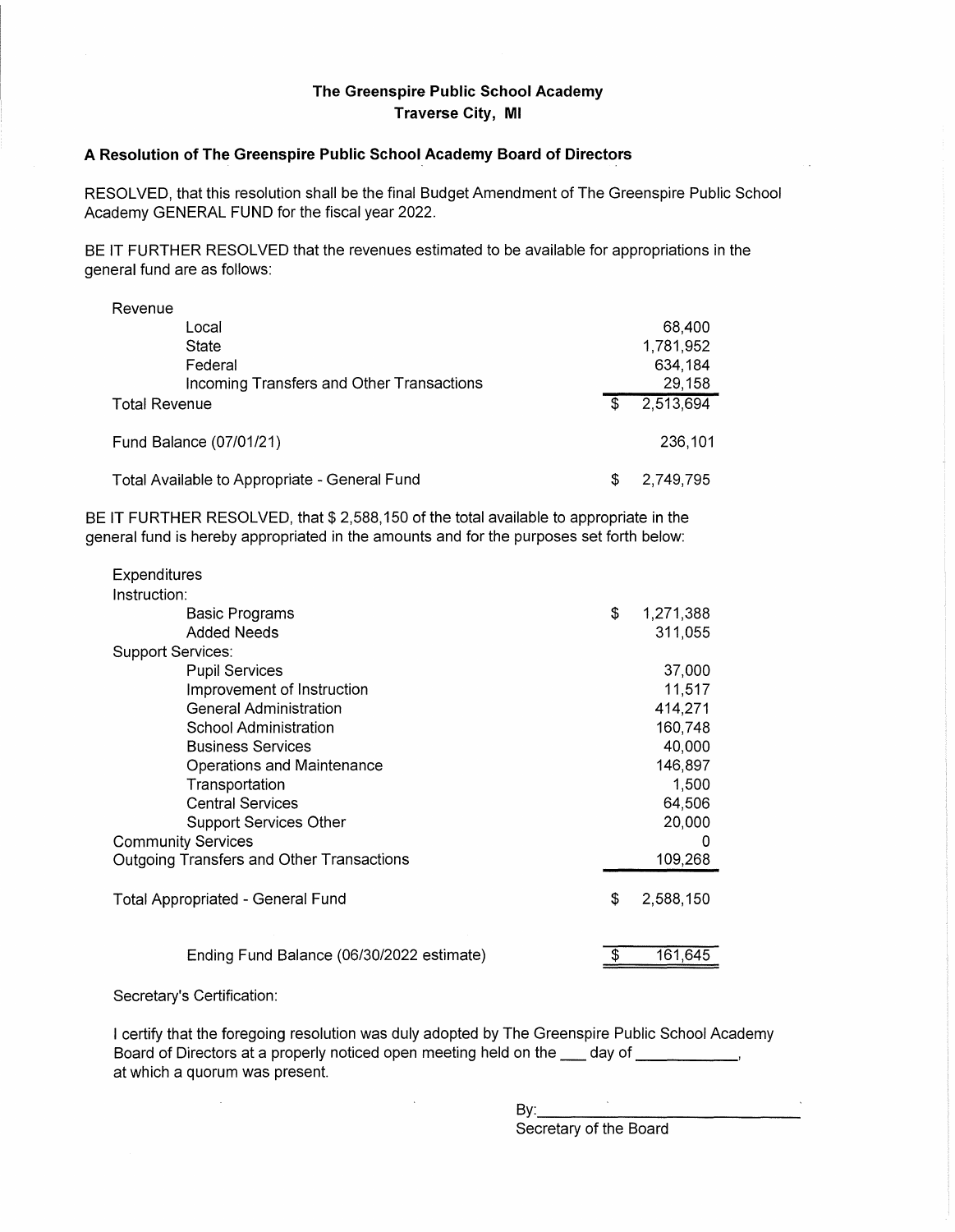**The Greenspire Public School Academy**
**Traverse City, MI**

**A Resolution of The Greenspire Public School Academy Board of Directors**

RESOLVED, that this resolution shall be the final Budget Amendment of The Greenspire Public School Academy GENERAL FUND for the fiscal year 2022.

BE IT FURTHER RESOLVED that the revenues estimated to be available for appropriations in the general fund are as follows:

| | | |
|---|---|---|
| Revenue | | |
| Local | | 68,400 |
| State | | 1,781,952 |
| Federal | | 634,184 |
| Incoming Transfers and Other Transactions | | 29,158 |
| Total Revenue | $ | 2,513,694 |
| | | |
| Fund Balance (07/01/21) | | 236,101 |
| | | |
| Total Available to Appropriate - General Fund | $ | 2,749,795 |

BE IT FURTHER RESOLVED, that $ 2,588,150 of the total available to appropriate in the general fund is hereby appropriated in the amounts and for the purposes set forth below:

| | | |
|---|---|---|
| Expenditures | | |
| Instruction: | | |
| Basic Programs | $ | 1,271,388 |
| Added Needs | | 311,055 |
| Support Services: | | |
| Pupil Services | | 37,000 |
| Improvement of Instruction | | 11,517 |
| General Administration | | 414,271 |
| School Administration | | 160,748 |
| Business Services | | 40,000 |
| Operations and Maintenance | | 146,897 |
| Transportation | | 1,500 |
| Central Services | | 64,506 |
| Support Services Other | | 20,000 |
| Community Services | | 0 |
| Outgoing Transfers and Other Transactions | | 109,268 |
| | | |
| Total Appropriated - General Fund | $ | 2,588,150 |
| | | |
| Ending Fund Balance (06/30/2022 estimate) | $ | 161,645 |

Secretary's Certification:

I certify that the foregoing resolution was duly adopted by The Greenspire Public School Academy Board of Directors at a properly noticed open meeting held on the ___ day of ___________, at which a quorum was present.

By: ______________________________
Secretary of the Board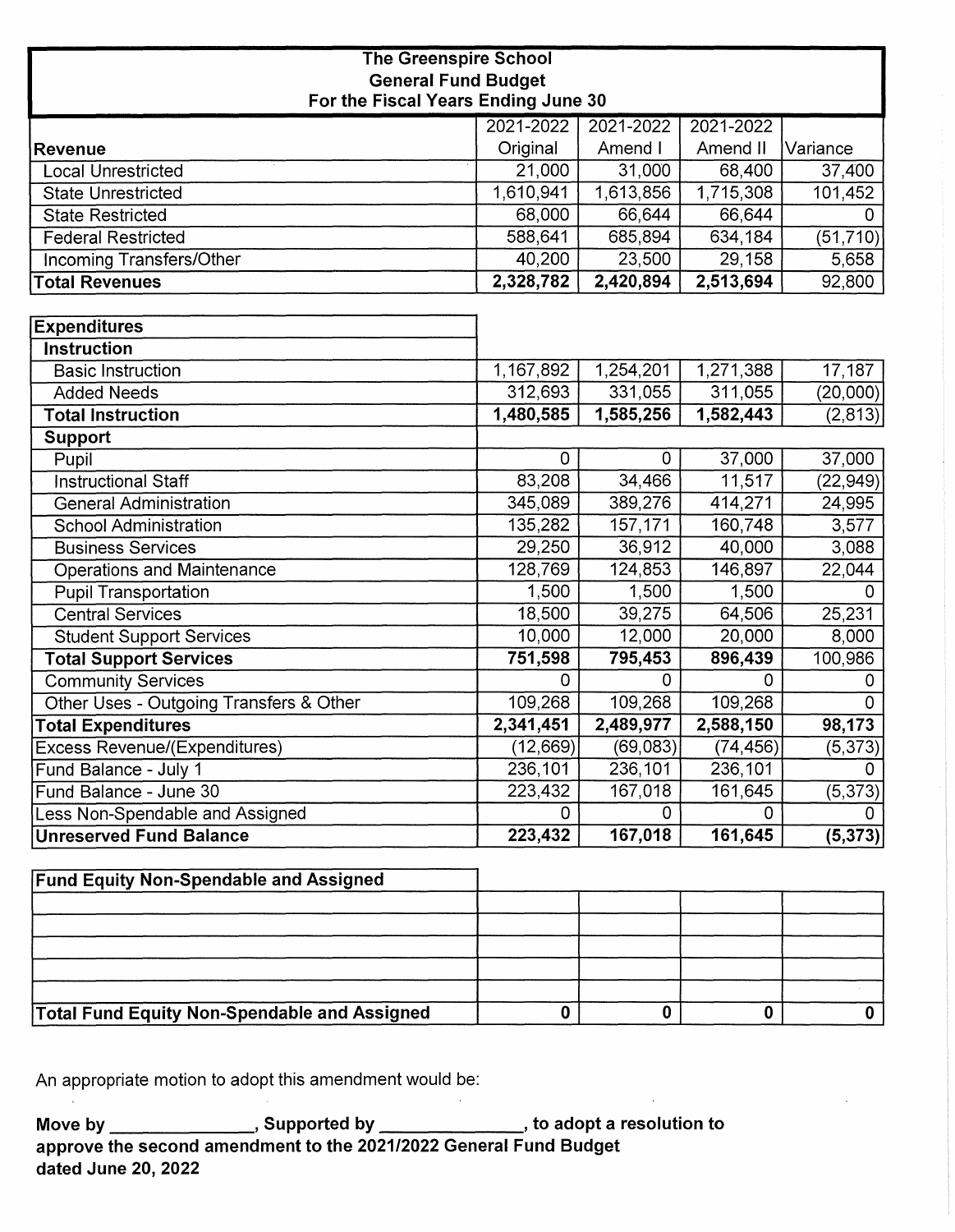# The Greenspire School
## General Fund Budget
### For the Fiscal Years Ending June 30

| Revenue | 2021-2022 Original | 2021-2022 Amend I | 2021-2022 Amend II | Variance |
|---|---|---|---|---|
| Local Unrestricted | 21,000 | 31,000 | 68,400 | 37,400 |
| State Unrestricted | 1,610,941 | 1,613,856 | 1,715,308 | 101,452 |
| State Restricted | 68,000 | 66,644 | 66,644 | 0 |
| Federal Restricted | 588,641 | 685,894 | 634,184 | (51,710) |
| Incoming Transfers/Other | 40,200 | 23,500 | 29,158 | 5,658 |
| **Total Revenues** | **2,328,782** | **2,420,894** | **2,513,694** | 92,800 |

| Expenditures | 2021-2022 Original | 2021-2022 Amend I | 2021-2022 Amend II | Variance |
|---|---|---|---|---|
| **Instruction** | | | | |
| Basic Instruction | 1,167,892 | 1,254,201 | 1,271,388 | 17,187 |
| Added Needs | 312,693 | 331,055 | 311,055 | (20,000) |
| **Total Instruction** | **1,480,585** | **1,585,256** | **1,582,443** | (2,813) |
| **Support** | | | | |
| Pupil | 0 | 0 | 37,000 | 37,000 |
| Instructional Staff | 83,208 | 34,466 | 11,517 | (22,949) |
| General Administration | 345,089 | 389,276 | 414,271 | 24,995 |
| School Administration | 135,282 | 157,171 | 160,748 | 3,577 |
| Business Services | 29,250 | 36,912 | 40,000 | 3,088 |
| Operations and Maintenance | 128,769 | 124,853 | 146,897 | 22,044 |
| Pupil Transportation | 1,500 | 1,500 | 1,500 | 0 |
| Central Services | 18,500 | 39,275 | 64,506 | 25,231 |
| Student Support Services | 10,000 | 12,000 | 20,000 | 8,000 |
| **Total Support Services** | **751,598** | **795,453** | **896,439** | 100,986 |
| Community Services | 0 | 0 | 0 | 0 |
| Other Uses - Outgoing Transfers & Other | 109,268 | 109,268 | 109,268 | 0 |
| **Total Expenditures** | **2,341,451** | **2,489,977** | **2,588,150** | **98,173** |
| Excess Revenue/(Expenditures) | (12,669) | (69,083) | (74,456) | (5,373) |
| Fund Balance - July 1 | 236,101 | 236,101 | 236,101 | 0 |
| Fund Balance - June 30 | 223,432 | 167,018 | 161,645 | (5,373) |
| Less Non-Spendable and Assigned | 0 | 0 | 0 | 0 |
| **Unreserved Fund Balance** | **223,432** | **167,018** | **161,645** | **(5,373)** |

| Fund Equity Non-Spendable and Assigned | | | | |
|---|---|---|---|---|
| | | | | |
| | | | | |
| | | | | |
| | | | | |
| **Total Fund Equity Non-Spendable and Assigned** | **0** | **0** | **0** | **0** |

An appropriate motion to adopt this amendment would be:

**Move by \_\_\_\_\_\_\_\_\_\_\_\_\_\_\_, Supported by \_\_\_\_\_\_\_\_\_\_\_\_\_\_\_, to adopt a resolution to approve the second amendment to the 2021/2022 General Fund Budget dated June 20, 2022**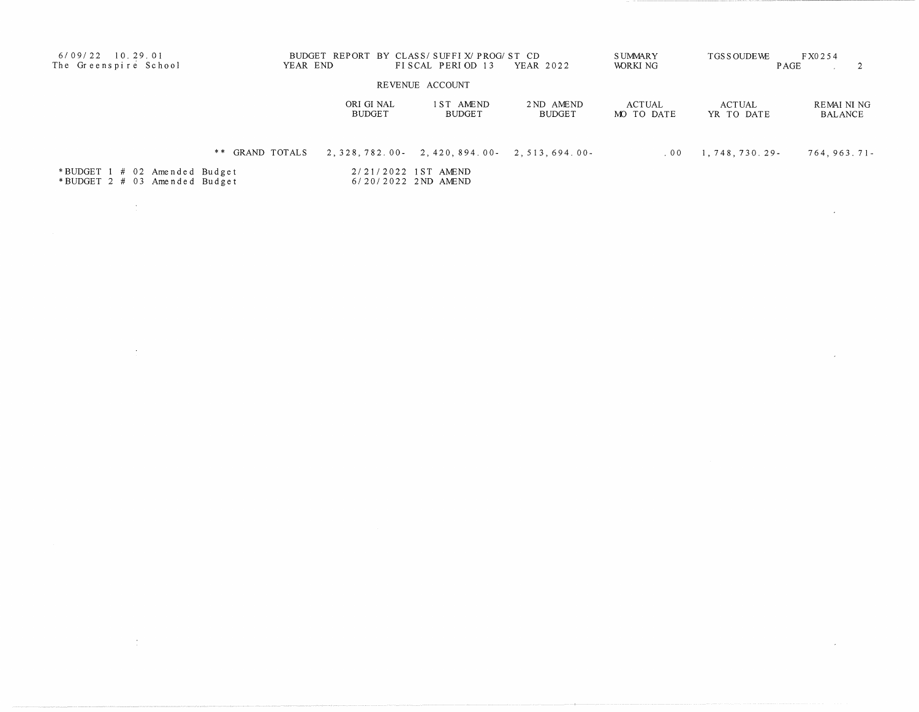6/09/22 10.29.01
The Greenspire School

BUDGET REPORT BY CLASS/SUFFIX/PROG/ST CD
YEAR END FISCAL PERIOD 13 YEAR 2022

SUMMARY
WORKING

TGSSOUDEWE FX0254

REVENUE ACCOUNT

| | ORIGINAL BUDGET | 1ST AMEND BUDGET | 2ND AMEND BUDGET | ACTUAL MO TO DATE | ACTUAL YR TO DATE | REMAINING BALANCE |
|---|---|---|---|---|---|---|
| ** GRAND TOTALS | 2,328,782.00- | 2,420,894.00- | 2,513,694.00- | .00 | 1,748,730.29- | 764,963.71- |

*BUDGET 1 # 02 Amended Budget 2/21/2022 1ST AMEND
*BUDGET 2 # 03 Amended Budget 6/20/2022 2ND AMEND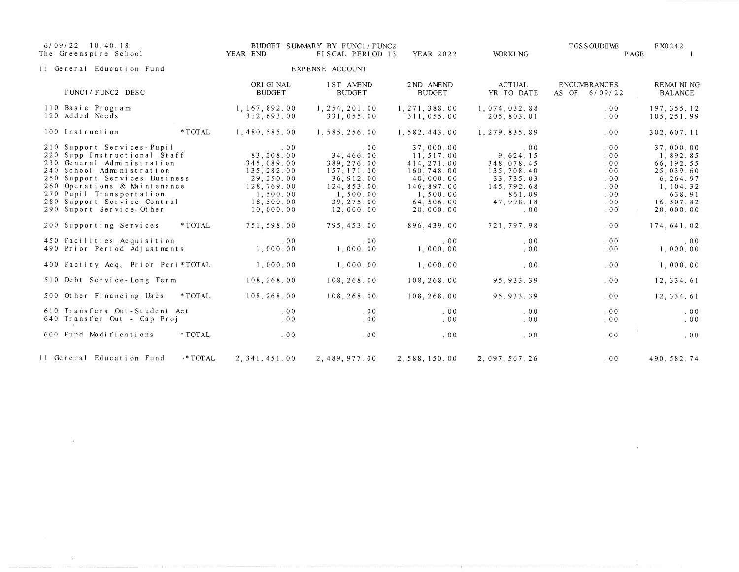6/09/22 10.40.18 — BUDGET SUMMARY BY FUNC1/FUNC2 — TGSSOUDEWE — FX0242

The Greenspire School — YEAR END — FISCAL PERIOD 13 — YEAR 2022 — WORKING — PAGE 1

11 General Education Fund — EXPENSE ACCOUNT

| FUNC1/FUNC2 DESC | | ORIGINAL BUDGET | 1ST AMEND BUDGET | 2ND AMEND BUDGET | ACTUAL YR TO DATE | ENCUMBRANCES AS OF 6/09/22 | REMAINING BALANCE |
|---|---|---|---|---|---|---|---|
| 110 Basic Program | | 1,167,892.00 | 1,254,201.00 | 1,271,388.00 | 1,074,032.88 | .00 | 197,355.12 |
| 120 Added Needs | | 312,693.00 | 331,055.00 | 311,055.00 | 205,803.01 | .00 | 105,251.99 |
| 100 Instruction | *TOTAL | 1,480,585.00 | 1,585,256.00 | 1,582,443.00 | 1,279,835.89 | .00 | 302,607.11 |
| 210 Support Services-Pupil | | .00 | .00 | 37,000.00 | .00 | .00 | 37,000.00 |
| 220 Supp Instructional Staff | | 83,208.00 | 34,466.00 | 11,517.00 | 9,624.15 | .00 | 1,892.85 |
| 230 General Administration | | 345,089.00 | 389,276.00 | 414,271.00 | 348,078.45 | .00 | 66,192.55 |
| 240 School Administration | | 135,282.00 | 157,171.00 | 160,748.00 | 135,708.40 | .00 | 25,039.60 |
| 250 Support Services Business | | 29,250.00 | 36,912.00 | 40,000.00 | 33,735.03 | .00 | 6,264.97 |
| 260 Operations & Maintenance | | 128,769.00 | 124,853.00 | 146,897.00 | 145,792.68 | .00 | 1,104.32 |
| 270 Pupil Transportation | | 1,500.00 | 1,500.00 | 1,500.00 | 861.09 | .00 | 638.91 |
| 280 Support Service-Central | | 18,500.00 | 39,275.00 | 64,506.00 | 47,998.18 | .00 | 16,507.82 |
| 290 Suport Service-Other | | 10,000.00 | 12,000.00 | 20,000.00 | .00 | .00 | 20,000.00 |
| 200 Supporting Services | *TOTAL | 751,598.00 | 795,453.00 | 896,439.00 | 721,797.98 | .00 | 174,641.02 |
| 450 Facilities Acquisition | | .00 | .00 | .00 | .00 | .00 | .00 |
| 490 Prior Period Adjustments | | 1,000.00 | 1,000.00 | 1,000.00 | .00 | .00 | 1,000.00 |
| 400 Facilty Acq, Prior Peri | *TOTAL | 1,000.00 | 1,000.00 | 1,000.00 | .00 | .00 | 1,000.00 |
| 510 Debt Service-Long Term | | 108,268.00 | 108,268.00 | 108,268.00 | 95,933.39 | .00 | 12,334.61 |
| 500 Other Financing Uses | *TOTAL | 108,268.00 | 108,268.00 | 108,268.00 | 95,933.39 | .00 | 12,334.61 |
| 610 Transfers Out-Student Act | | .00 | .00 | .00 | .00 | .00 | .00 |
| 640 Transfer Out - Cap Proj | | .00 | .00 | .00 | .00 | .00 | .00 |
| 600 Fund Modifications | *TOTAL | .00 | .00 | .00 | .00 | .00 | .00 |
| 11 General Education Fund | *TOTAL | 2,341,451.00 | 2,489,977.00 | 2,588,150.00 | 2,097,567.26 | .00 | 490,582.74 |